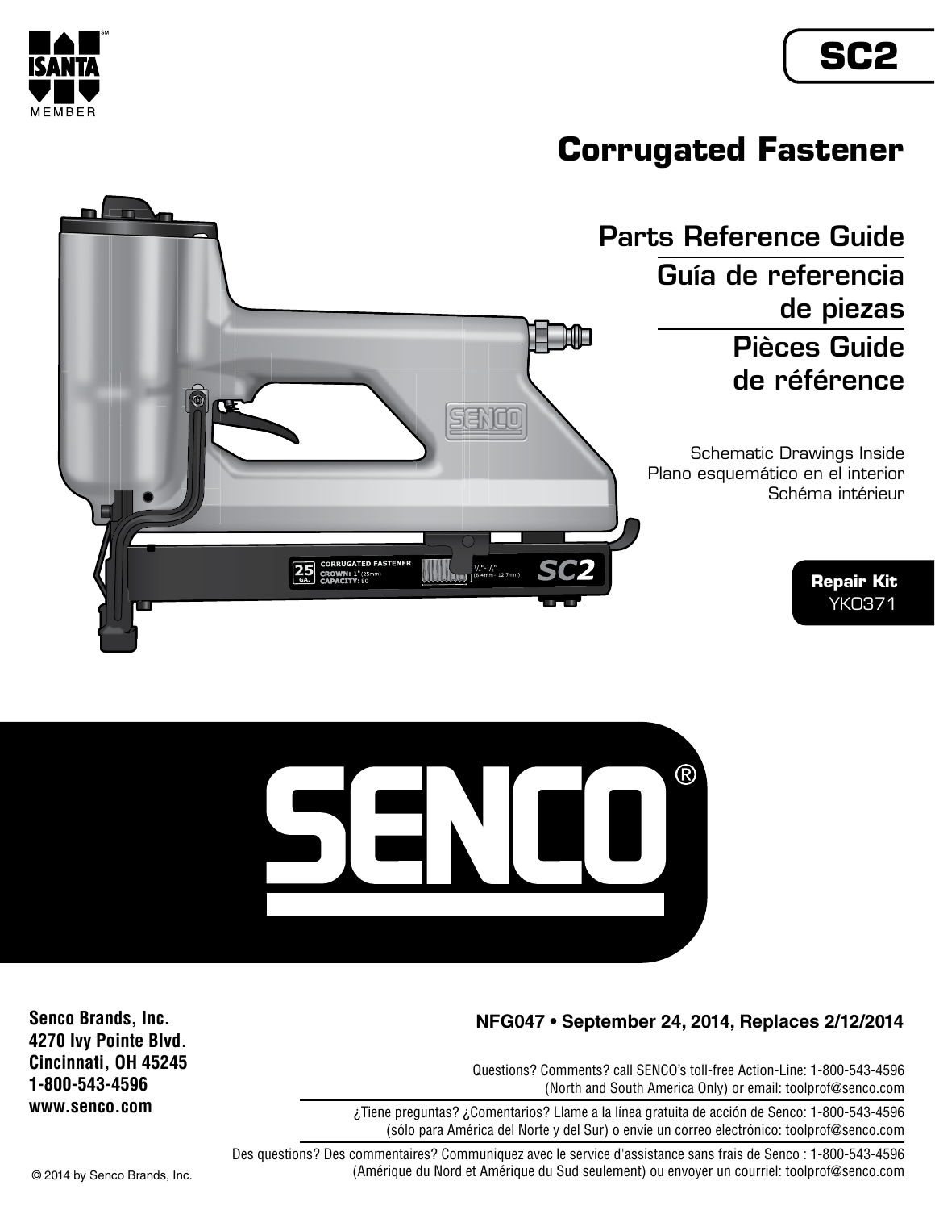ISANTA℠ MEMBER

# SC2

## Corrugated Fastener

### Parts Reference Guide

### Guía de referencia de piezas

### Pièces Guide de référence

Schematic Drawings Inside
Plano esquemático en el interior
Schéma intérieur

**Repair Kit**
YK0371

# SENCO®

**Senco Brands, Inc.**
**4270 Ivy Pointe Blvd.**
**Cincinnati, OH 45245**
**1-800-543-4596**
**www.senco.com**

**NFG047 • September 24, 2014, Replaces 2/12/2014**

Questions? Comments? call SENCO's toll-free Action-Line: 1-800-543-4596
(North and South America Only) or email: toolprof@senco.com

¿Tiene preguntas? ¿Comentarios? Llame a la línea gratuita de acción de Senco: 1-800-543-4596
(sólo para América del Norte y del Sur) o envíe un correo electrónico: toolprof@senco.com

Des questions? Des commentaires? Communiquez avec le service d'assistance sans frais de Senco : 1-800-543-4596
(Amérique du Nord et Amérique du Sud seulement) ou envoyer un courriel: toolprof@senco.com

© 2014 by Senco Brands, Inc.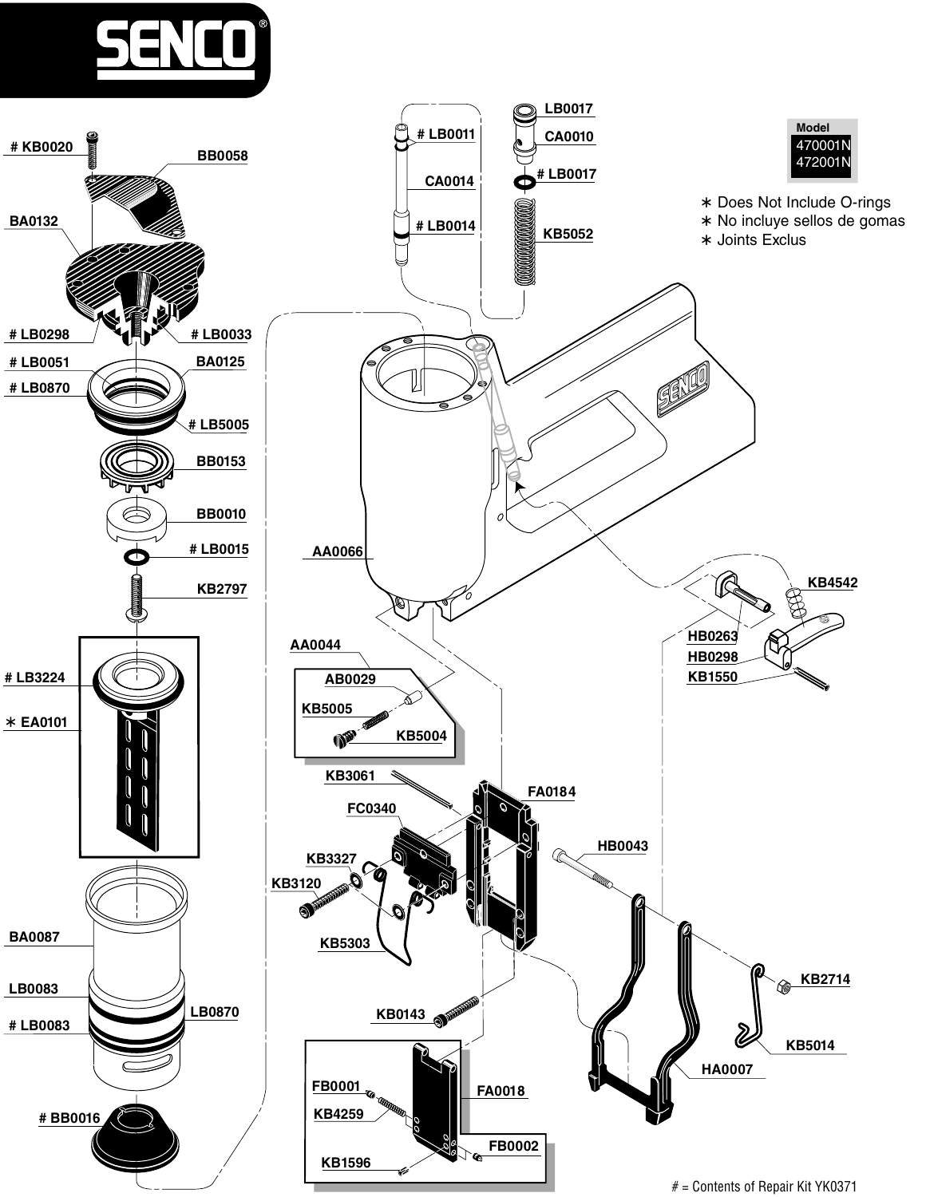# SENCO®

| Model |
| --- |
| 470001N |
| 472001N |

∗ Does Not Include O-rings
∗ No incluye sellos de gomas
∗ Joints Exclus

# KB0020
BB0058
BA0132
# LB0298
# LB0033
# LB0051
BA0125
# LB0870
# LB5005
BB0153
BB0010
# LB0015
KB2797
# LB3224
∗ EA0101
BA0087
LB0083
# LB0083
LB0870
# BB0016

# LB0011
CA0014
# LB0014
LB0017
CA0010
# LB0017
KB5052

AA0066
AA0044
AB0029
KB5005
KB5004
KB4542
HB0263
HB0298
KB1550
KB3061
FA0184
FC0340
KB3327
KB3120
KB5303
HB0043
KB2714
KB5014
HA0007
KB0143
FB0001
FA0018
KB4259
FB0002
KB1596

# = Contents of Repair Kit YK0371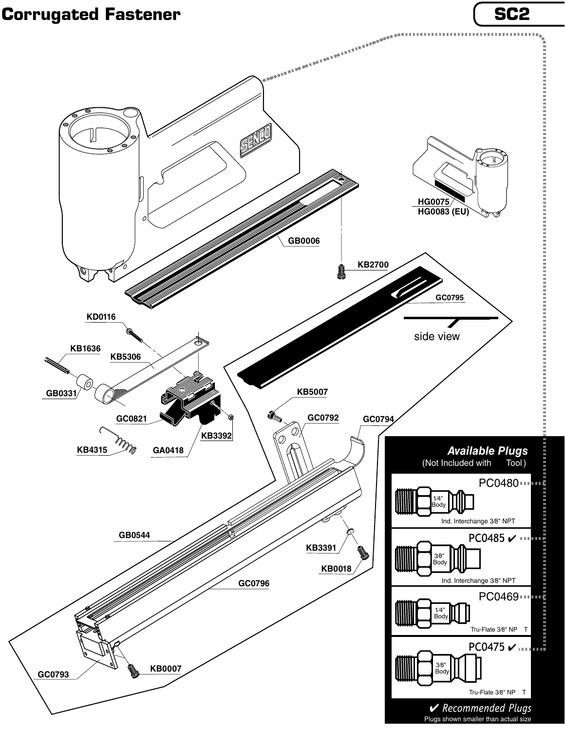# Corrugated Fastener

## SC2

HG0075
HG0083 (EU)

GB0006

KB2700

GC0795

side view

KD0116

KB1636

KB5306

GB0331

GC0821

KB4315

GA0418

KB3392

KB5007

GC0792

GC0794

GB0544

KB3391

KB0018

GC0796

GC0793

KB0007

### *Available Plugs*

(Not Included with Tool)

**PC0480**
1⁄4" Body
Ind. Interchange 3⁄8" NPT

**PC0485 ✔**
3⁄8" Body
Ind. Interchange 3⁄8" NPT

**PC0469**
1⁄4" Body
Tru-Flate 3⁄8" NPT

**PC0475 ✔**
3⁄8" Body
Tru-Flate 3⁄8" NPT

*✔ Recommended Plugs*

Plugs shown smaller than actual size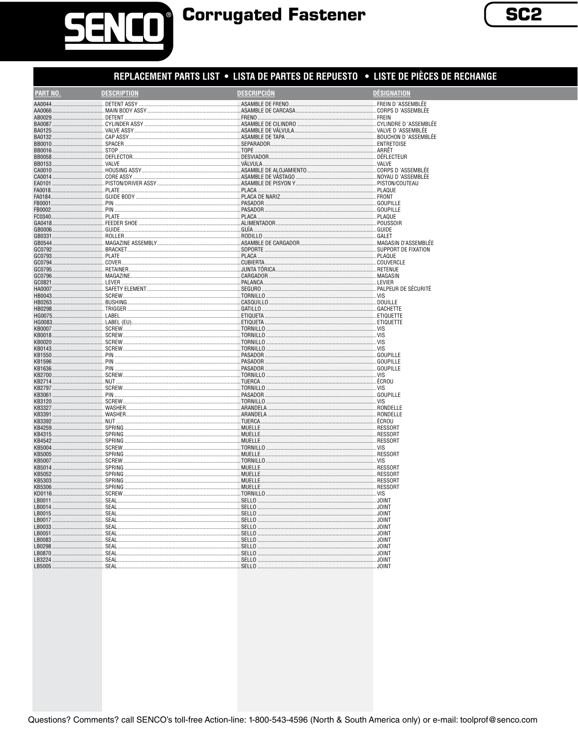# SENCO® Corrugated Fastener

## SC2

## REPLACEMENT PARTS LIST • LISTA DE PARTES DE REPUESTO • LISTE DE PIÈCES DE RECHANGE

| PART NO. | DESCRIPTION | DESCRIPCIÓN | DÉSIGNATION |
|---|---|---|---|
| AA0044 | DETENT ASSY | ASAMBLE DE FRENO | FREIN D 'ASSEMBLÉE |
| AA0066 | MAIN BODY ASSY | ASAMBLE DE CARCASA | CORPS D 'ASSEMBLÉE |
| AB0029 | DETENT | FRENO | FREIN |
| BA0087 | CYLINDER ASSY | ASAMBLE DE CILINDRO | CYLINDRE D 'ASSEMBLÉE |
| BA0125 | VALVE ASSY | ASAMBLE DE VÁLVULA | VALVE D 'ASSEMBLÉE |
| BA0132 | CAP ASSY | ASAMBLE DE TAPA | BOUCHON D 'ASSEMBLÉE |
| BB0010 | SPACER | SEPARADOR | ENTRETOISE |
| BB0016 | STOP | TOPE | ARRÊT |
| BB0058 | DEFLECTOR | DESVIADOR | DÉFLECTEUR |
| BB0153 | VALVE | VÁLVULA | VALVE |
| CA0010 | HOUSING ASSY | ASAMBLE DE ALOJAMIENTO | CORPS D 'ASSEMBLÉE |
| CA0014 | CORE ASSY | ASAMBLE DE VÁSTAGO | NOYAU D 'ASSEMBLÉE |
| EA0101 | PISTON/DRIVER ASSY | ASAMBLE DE PISYON Y | PISTON/COUTEAU |
| FA0018 | PLATE | PLACA | PLAQUE |
| FA0184 | GUIDE BODY | PLACA DE NARIZ | FRONT |
| FB0001 | PIN | PASADOR | GOUPILLE |
| FB0002 | PIN | PASADOR | GOUPILLE |
| FC0340 | PLATE | PLACA | PLAQUE |
| GA0418 | FEEDER SHOE | ALIMENTADOR | POUSSOIR |
| GB0006 | GUIDE | GUÍA | GUIDE |
| GB0331 | ROLLER | RODILLO | GALET |
| GB0544 | MAGAZINE ASSEMBLY | ASAMBLE DE CARGADOR | MAGASIN D'ASSEMBLÉE |
| GC0792 | BRACKET | SOPORTE | SUPPORT DE FIXATION |
| GC0793 | PLATE | PLACA | PLAQUE |
| GC0794 | COVER | CUBIERTA | COUVERCLE |
| GC0795 | RETAINER | JUNTA TÓRICA | RETENUE |
| GC0796 | MAGAZINE | CARGADOR | MAGASIN |
| GC0821 | LEVER | PALANCA | LEVIER |
| HA0007 | SAFETY ELEMENT | SEGURO | PALPEUR DE SÉCURITÉ |
| HB0043 | SCREW | TORNILLO | VIS |
| HB0263 | BUSHING | CASQUILLO | DOUILLE |
| HB0298 | TRIGGER | GATILLO | GACHETTE |
| HG0075 | LABEL | ETIQUETA | ETIQUETTE |
| HG0083 | LABEL (EU) | ETIQUETA | ETIQUETTE |
| KB0007 | SCREW | TORNILLO | VIS |
| KB0018 | SCREW | TORNILLO | VIS |
| KB0020 | SCREW | TORNILLO | VIS |
| KB0143 | SCREW | TORNILLO | VIS |
| KB1550 | PIN | PASADOR | GOUPILLE |
| KB1596 | PIN | PASADOR | GOUPILLE |
| KB1636 | PIN | PASADOR | GOUPILLE |
| KB2700 | SCREW | TORNILLO | VIS |
| KB2714 | NUT | TUERCA | ÉCROU |
| KB2797 | SCREW | TORNILLO | VIS |
| KB3061 | PIN | PASADOR | GOUPILLE |
| KB3120 | SCREW | TORNILLO | VIS |
| KB3327 | WASHER | ARANDELA | RONDELLE |
| KB3391 | WASHER | ARANDELA | RONDELLE |
| KB3392 | NUT | TUERCA | ÉCROU |
| KB4259 | SPRING | MUELLE | RESSORT |
| KB4315 | SPRING | MUELLE | RESSORT |
| KB4542 | SPRING | MUELLE | RESSORT |
| KB5004 | SCREW | TORNILLO | VIS |
| KB5005 | SPRING | MUELLE | RESSORT |
| KB5007 | SCREW | TORNILLO | VIS |
| KB5014 | SPRING | MUELLE | RESSORT |
| KB5052 | SPRING | MUELLE | RESSORT |
| KB5303 | SPRING | MUELLE | RESSORT |
| KB5306 | SPRING | MUELLE | RESSORT |
| KD0116 | SCREW | TORNILLO | VIS |
| LB0011 | SEAL | SELLO | JOINT |
| LB0014 | SEAL | SELLO | JOINT |
| LB0015 | SEAL | SELLO | JOINT |
| LB0017 | SEAL | SELLO | JOINT |
| LB0033 | SEAL | SELLO | JOINT |
| LB0051 | SEAL | SELLO | JOINT |
| LB0083 | SEAL | SELLO | JOINT |
| LB0298 | SEAL | SELLO | JOINT |
| LB0870 | SEAL | SELLO | JOINT |
| LB3224 | SEAL | SELLO | JOINT |
| LB5005 | SEAL | SELLO | JOINT |

Questions? Comments? call SENCO's toll-free Action-line: 1-800-543-4596 (North & South America only) or e-mail: toolprof@senco.com